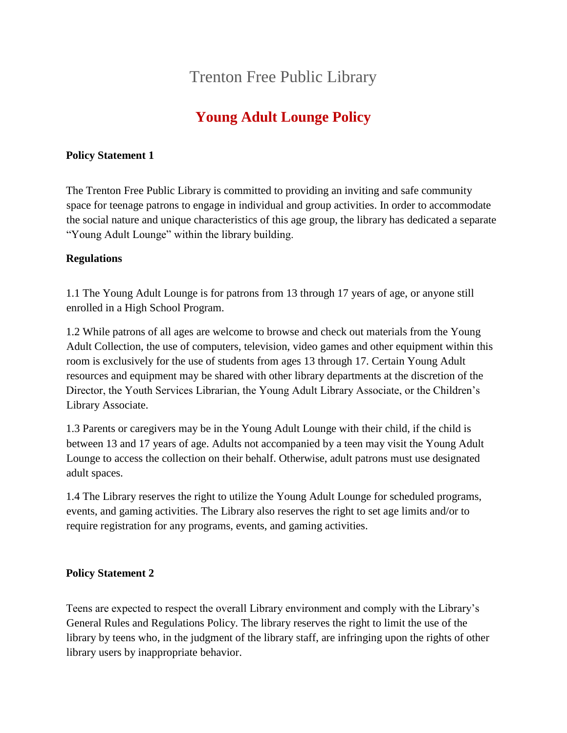# Trenton Free Public Library

## Young Adult Lounge Policy

**Policy Statement 1**

The Trenton Free Public Library is committed to providing an inviting and safe community space for teenage patrons to engage in individual and group activities. In order to accommodate the social nature and unique characteristics of this age group, the library has dedicated a separate "Young Adult Lounge" within the library building.

**Regulations**

1.1 The Young Adult Lounge is for patrons from 13 through 17 years of age, or anyone still enrolled in a High School Program.

1.2 While patrons of all ages are welcome to browse and check out materials from the Young Adult Collection, the use of computers, television, video games and other equipment within this room is exclusively for the use of students from ages 13 through 17. Certain Young Adult resources and equipment may be shared with other library departments at the discretion of the Director, the Youth Services Librarian, the Young Adult Library Associate, or the Children's Library Associate.

1.3 Parents or caregivers may be in the Young Adult Lounge with their child, if the child is between 13 and 17 years of age. Adults not accompanied by a teen may visit the Young Adult Lounge to access the collection on their behalf. Otherwise, adult patrons must use designated adult spaces.

1.4 The Library reserves the right to utilize the Young Adult Lounge for scheduled programs, events, and gaming activities. The Library also reserves the right to set age limits and/or to require registration for any programs, events, and gaming activities.

**Policy Statement 2**

Teens are expected to respect the overall Library environment and comply with the Library's General Rules and Regulations Policy. The library reserves the right to limit the use of the library by teens who, in the judgment of the library staff, are infringing upon the rights of other library users by inappropriate behavior.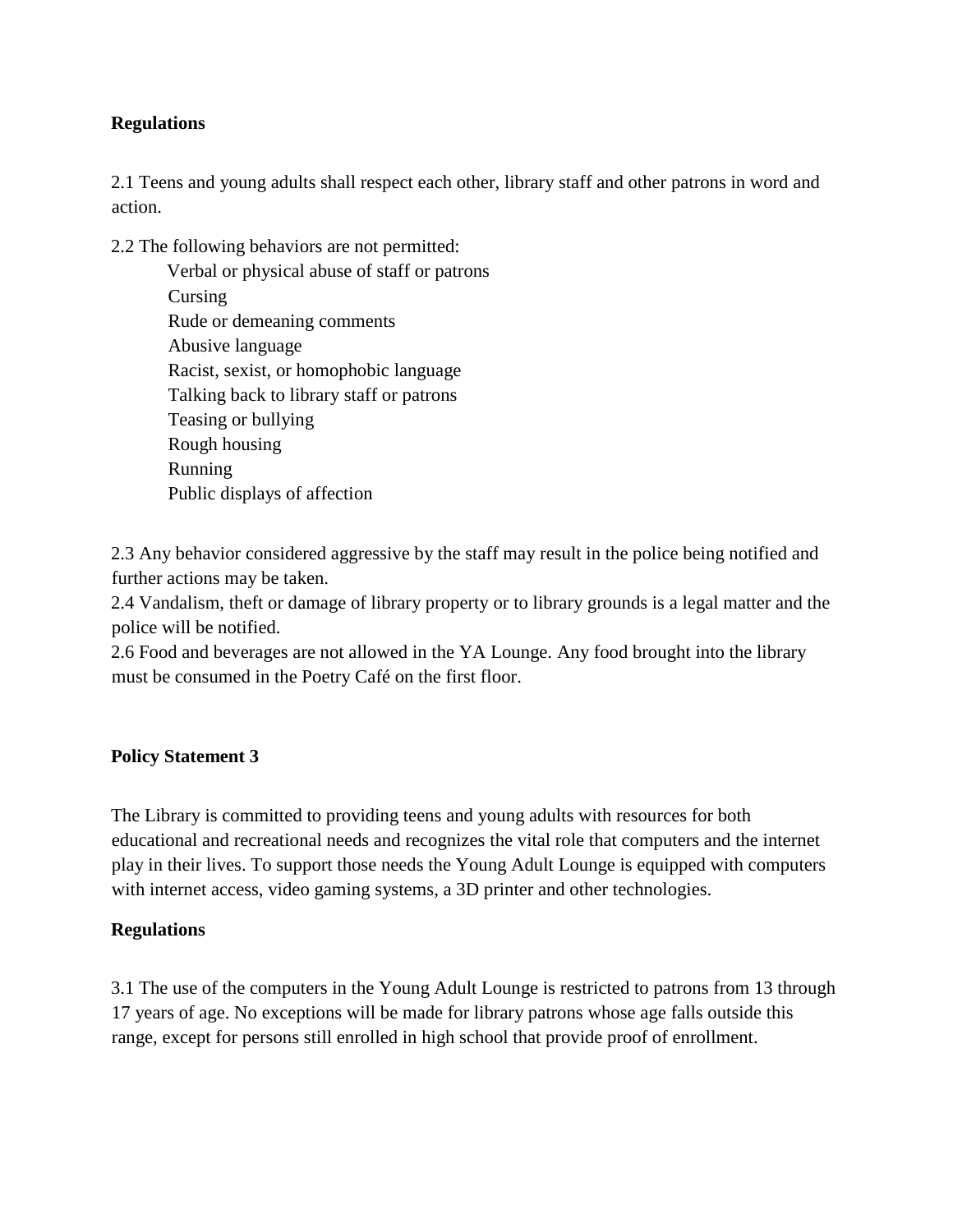**Regulations**

2.1 Teens and young adults shall respect each other, library staff and other patrons in word and action.

2.2 The following behaviors are not permitted:

- Verbal or physical abuse of staff or patrons
- Cursing
- Rude or demeaning comments
- Abusive language
- Racist, sexist, or homophobic language
- Talking back to library staff or patrons
- Teasing or bullying
- Rough housing
- Running
- Public displays of affection

2.3 Any behavior considered aggressive by the staff may result in the police being notified and further actions may be taken.

2.4 Vandalism, theft or damage of library property or to library grounds is a legal matter and the police will be notified.

2.6 Food and beverages are not allowed in the YA Lounge. Any food brought into the library must be consumed in the Poetry Café on the first floor.

**Policy Statement 3**

The Library is committed to providing teens and young adults with resources for both educational and recreational needs and recognizes the vital role that computers and the internet play in their lives. To support those needs the Young Adult Lounge is equipped with computers with internet access, video gaming systems, a 3D printer and other technologies.

**Regulations**

3.1 The use of the computers in the Young Adult Lounge is restricted to patrons from 13 through 17 years of age. No exceptions will be made for library patrons whose age falls outside this range, except for persons still enrolled in high school that provide proof of enrollment.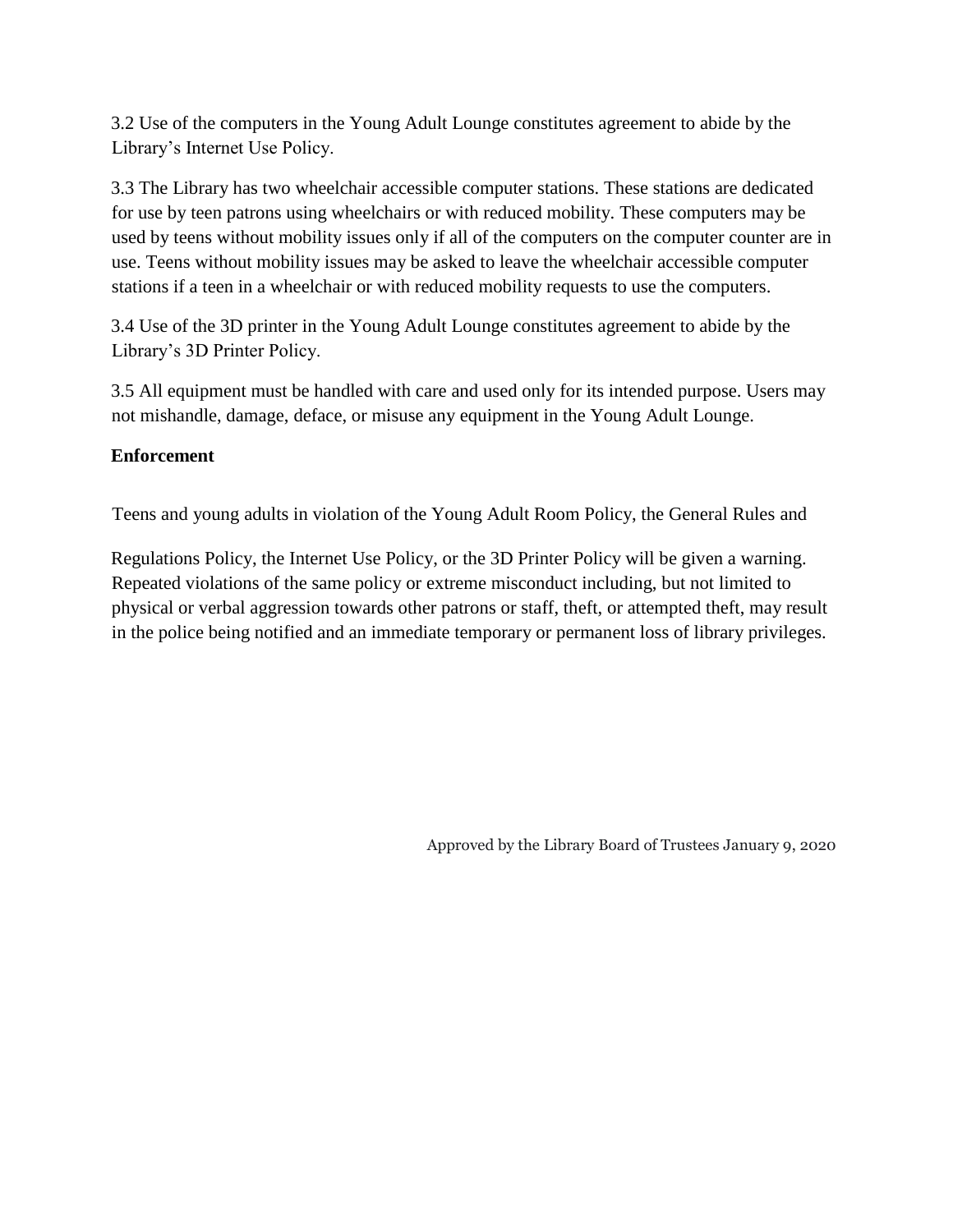3.2 Use of the computers in the Young Adult Lounge constitutes agreement to abide by the Library's Internet Use Policy.

3.3 The Library has two wheelchair accessible computer stations. These stations are dedicated for use by teen patrons using wheelchairs or with reduced mobility. These computers may be used by teens without mobility issues only if all of the computers on the computer counter are in use. Teens without mobility issues may be asked to leave the wheelchair accessible computer stations if a teen in a wheelchair or with reduced mobility requests to use the computers.

3.4 Use of the 3D printer in the Young Adult Lounge constitutes agreement to abide by the Library's 3D Printer Policy.

3.5 All equipment must be handled with care and used only for its intended purpose. Users may not mishandle, damage, deface, or misuse any equipment in the Young Adult Lounge.

**Enforcement**

Teens and young adults in violation of the Young Adult Room Policy, the General Rules and Regulations Policy, the Internet Use Policy, or the 3D Printer Policy will be given a warning. Repeated violations of the same policy or extreme misconduct including, but not limited to physical or verbal aggression towards other patrons or staff, theft, or attempted theft, may result in the police being notified and an immediate temporary or permanent loss of library privileges.

Approved by the Library Board of Trustees January 9, 2020